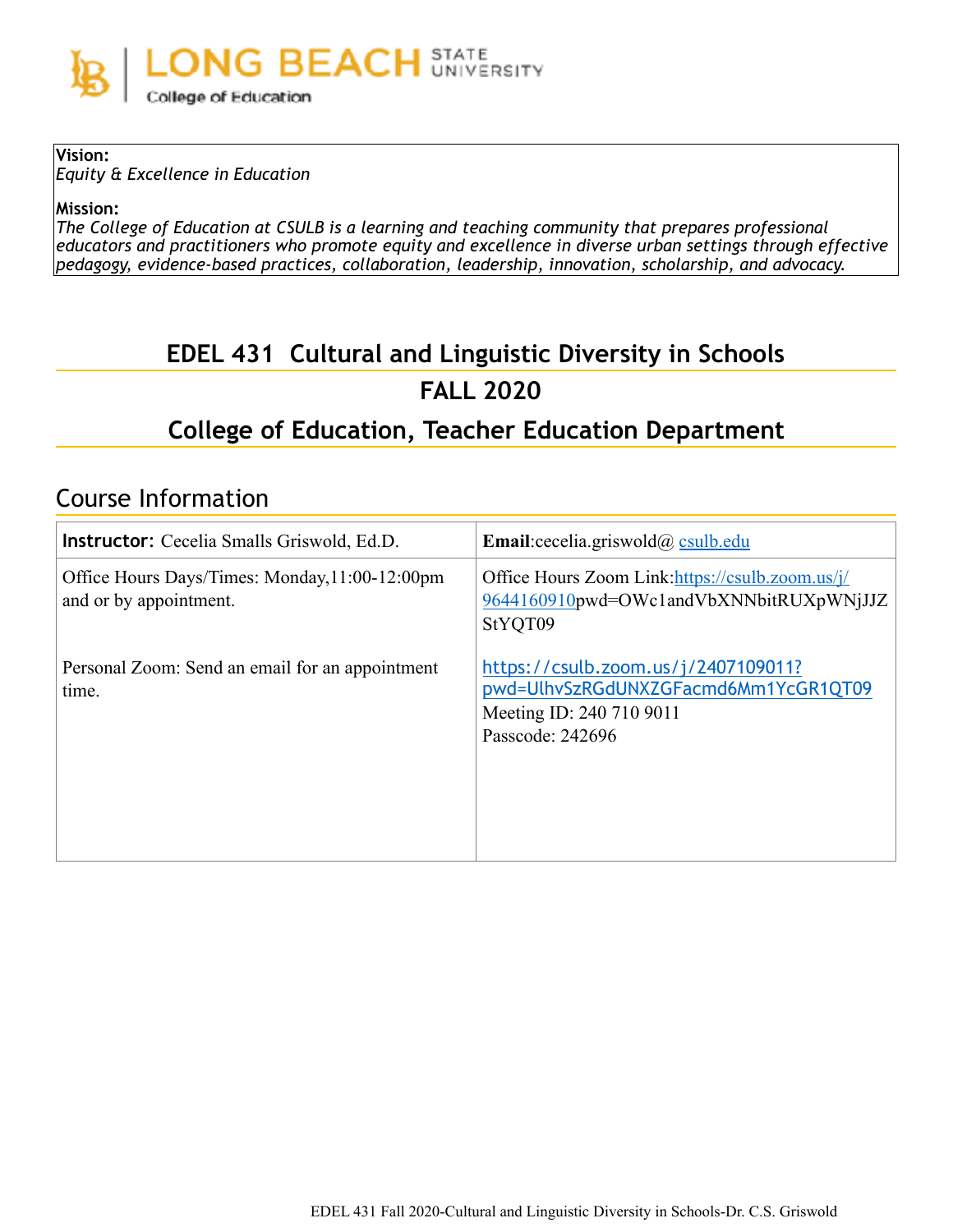LONG BEACH STATE UNIVERSITY
College of Education

**Vision:**
*Equity & Excellence in Education*

**Mission:**
*The College of Education at CSULB is a learning and teaching community that prepares professional educators and practitioners who promote equity and excellence in diverse urban settings through effective pedagogy, evidence-based practices, collaboration, leadership, innovation, scholarship, and advocacy.*

# EDEL 431 Cultural and Linguistic Diversity in Schools

# FALL 2020

# College of Education, Teacher Education Department

## Course Information

| **Instructor:** Cecelia Smalls Griswold, Ed.D. | **Email**:cecelia.griswold@ csulb.edu |
|---|---|
| Office Hours Days/Times: Monday,11:00-12:00pm and or by appointment.<br><br>Personal Zoom: Send an email for an appointment time. | Office Hours Zoom Link:https://csulb.zoom.us/j/9644160910pwd=OWc1andVbXNNbitRUXpWNjJJZStYQT09<br><br>https://csulb.zoom.us/j/2407109011?pwd=UlhvSzRGdUNXZGFacmd6Mm1YcGR1QT09<br>Meeting ID: 240 710 9011<br>Passcode: 242696 |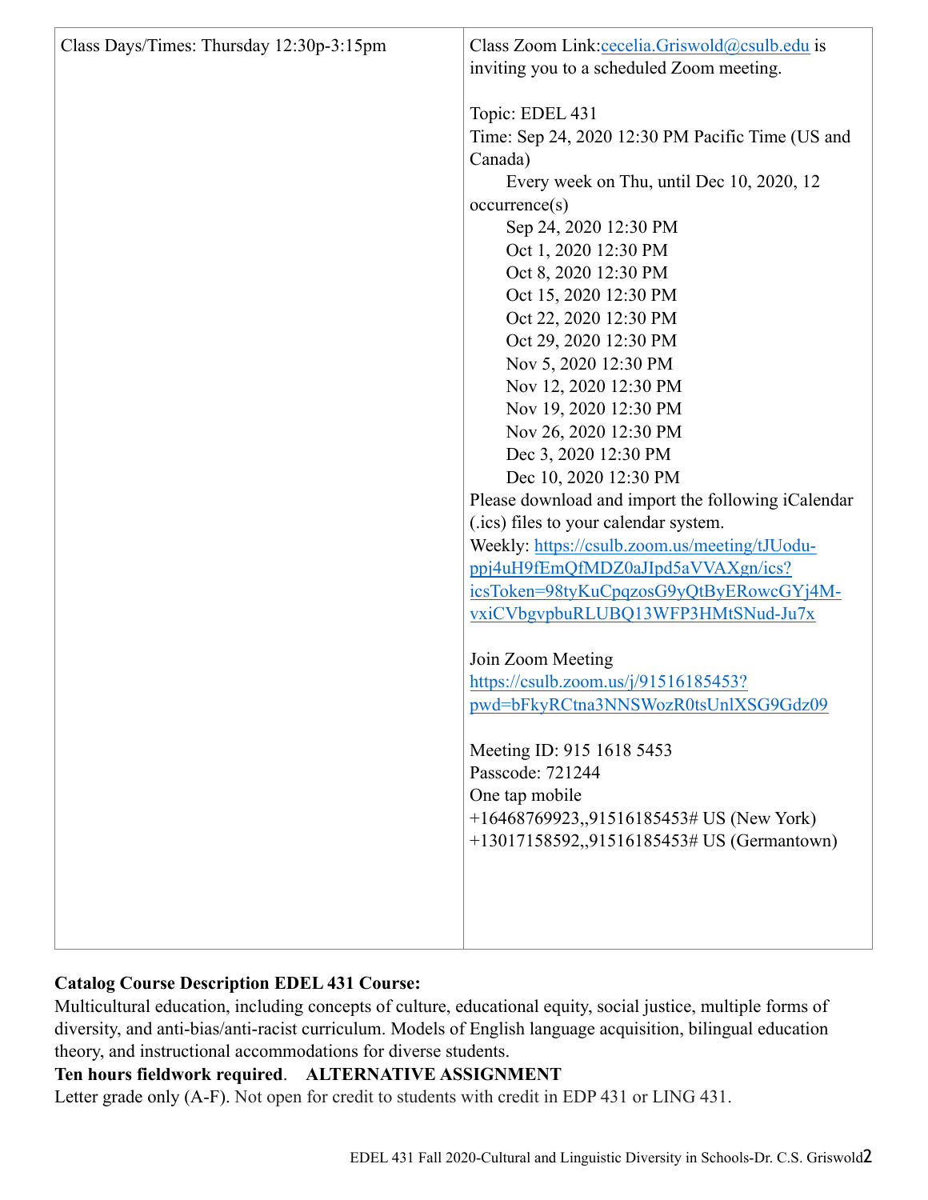| Class Days/Times: Thursday 12:30p-3:15pm | Class Zoom Link:cecelia.Griswold@csulb.edu is inviting you to a scheduled Zoom meeting.<br><br>Topic: EDEL 431<br>Time: Sep 24, 2020 12:30 PM Pacific Time (US and Canada)<br>Every week on Thu, until Dec 10, 2020, 12 occurrence(s)<br>Sep 24, 2020 12:30 PM<br>Oct 1, 2020 12:30 PM<br>Oct 8, 2020 12:30 PM<br>Oct 15, 2020 12:30 PM<br>Oct 22, 2020 12:30 PM<br>Oct 29, 2020 12:30 PM<br>Nov 5, 2020 12:30 PM<br>Nov 12, 2020 12:30 PM<br>Nov 19, 2020 12:30 PM<br>Nov 26, 2020 12:30 PM<br>Dec 3, 2020 12:30 PM<br>Dec 10, 2020 12:30 PM<br>Please download and import the following iCalendar (.ics) files to your calendar system.<br>Weekly: https://csulb.zoom.us/meeting/tJUodu-ppj4uH9fEmQfMDZ0aJIpd5aVVAXgn/ics?icsToken=98tyKuCpqzosG9yQtByERowcGYj4M-vxiCVbgvpbuRLUBQ13WFP3HMtSNud-Ju7x<br><br>Join Zoom Meeting<br>https://csulb.zoom.us/j/91516185453?pwd=bFkyRCtna3NNSWozR0tsUnlXSG9Gdz09<br><br>Meeting ID: 915 1618 5453<br>Passcode: 721244<br>One tap mobile<br>+16468769923,,91516185453# US (New York)<br>+13017158592,,91516185453# US (Germantown) |
|---|---|

**Catalog Course Description EDEL 431 Course:**
Multicultural education, including concepts of culture, educational equity, social justice, multiple forms of diversity, and anti-bias/anti-racist curriculum. Models of English language acquisition, bilingual education theory, and instructional accommodations for diverse students.
**Ten hours fieldwork required**. **ALTERNATIVE ASSIGNMENT**
Letter grade only (A-F). Not open for credit to students with credit in EDP 431 or LING 431.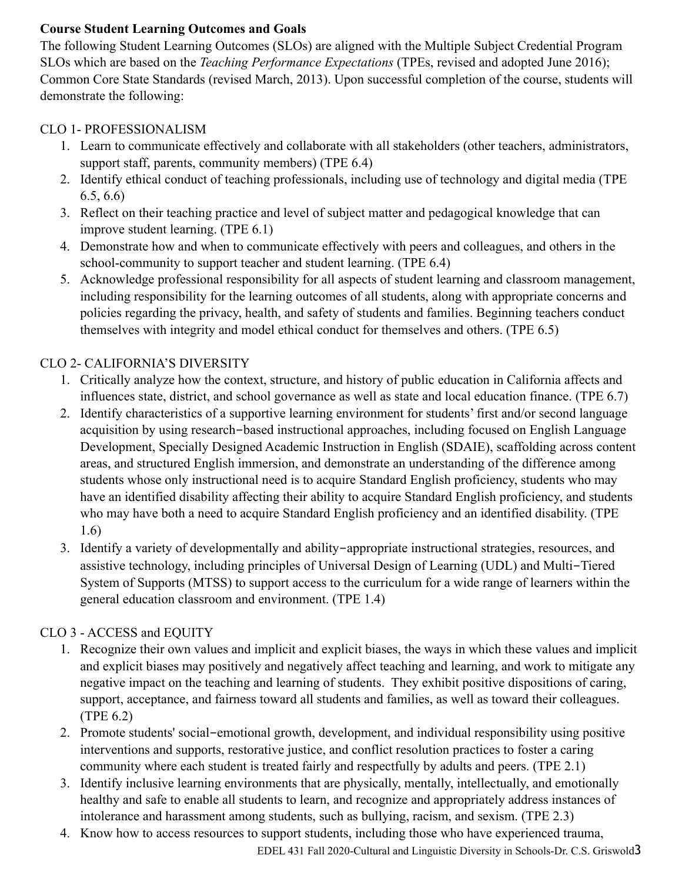**Course Student Learning Outcomes and Goals**

The following Student Learning Outcomes (SLOs) are aligned with the Multiple Subject Credential Program SLOs which are based on the *Teaching Performance Expectations* (TPEs, revised and adopted June 2016); Common Core State Standards (revised March, 2013). Upon successful completion of the course, students will demonstrate the following:

CLO 1- PROFESSIONALISM

1. Learn to communicate effectively and collaborate with all stakeholders (other teachers, administrators, support staff, parents, community members) (TPE 6.4)
2. Identify ethical conduct of teaching professionals, including use of technology and digital media (TPE 6.5, 6.6)
3. Reflect on their teaching practice and level of subject matter and pedagogical knowledge that can improve student learning. (TPE 6.1)
4. Demonstrate how and when to communicate effectively with peers and colleagues, and others in the school-community to support teacher and student learning. (TPE 6.4)
5. Acknowledge professional responsibility for all aspects of student learning and classroom management, including responsibility for the learning outcomes of all students, along with appropriate concerns and policies regarding the privacy, health, and safety of students and families. Beginning teachers conduct themselves with integrity and model ethical conduct for themselves and others. (TPE 6.5)

CLO 2- CALIFORNIA'S DIVERSITY

1. Critically analyze how the context, structure, and history of public education in California affects and influences state, district, and school governance as well as state and local education finance. (TPE 6.7)
2. Identify characteristics of a supportive learning environment for students' first and/or second language acquisition by using research−based instructional approaches, including focused on English Language Development, Specially Designed Academic Instruction in English (SDAIE), scaffolding across content areas, and structured English immersion, and demonstrate an understanding of the difference among students whose only instructional need is to acquire Standard English proficiency, students who may have an identified disability affecting their ability to acquire Standard English proficiency, and students who may have both a need to acquire Standard English proficiency and an identified disability. (TPE 1.6)
3. Identify a variety of developmentally and ability−appropriate instructional strategies, resources, and assistive technology, including principles of Universal Design of Learning (UDL) and Multi−Tiered System of Supports (MTSS) to support access to the curriculum for a wide range of learners within the general education classroom and environment. (TPE 1.4)

CLO 3 - ACCESS and EQUITY

1. Recognize their own values and implicit and explicit biases, the ways in which these values and implicit and explicit biases may positively and negatively affect teaching and learning, and work to mitigate any negative impact on the teaching and learning of students. They exhibit positive dispositions of caring, support, acceptance, and fairness toward all students and families, as well as toward their colleagues. (TPE 6.2)
2. Promote students' social−emotional growth, development, and individual responsibility using positive interventions and supports, restorative justice, and conflict resolution practices to foster a caring community where each student is treated fairly and respectfully by adults and peers. (TPE 2.1)
3. Identify inclusive learning environments that are physically, mentally, intellectually, and emotionally healthy and safe to enable all students to learn, and recognize and appropriately address instances of intolerance and harassment among students, such as bullying, racism, and sexism. (TPE 2.3)
4. Know how to access resources to support students, including those who have experienced trauma,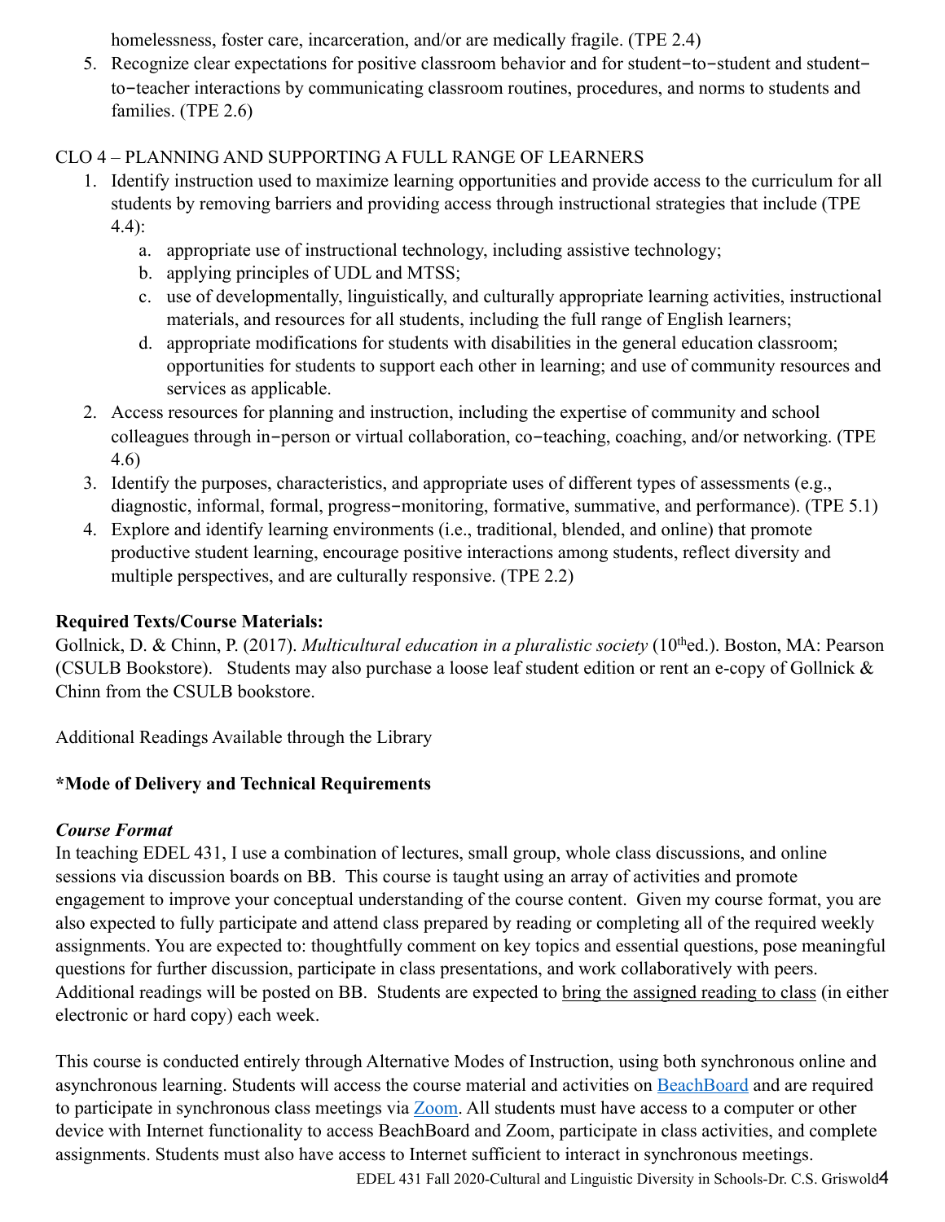homelessness, foster care, incarceration, and/or are medically fragile. (TPE 2.4)

5. Recognize clear expectations for positive classroom behavior and for student−to−student and student−to−teacher interactions by communicating classroom routines, procedures, and norms to students and families. (TPE 2.6)

CLO 4 – PLANNING AND SUPPORTING A FULL RANGE OF LEARNERS

1. Identify instruction used to maximize learning opportunities and provide access to the curriculum for all students by removing barriers and providing access through instructional strategies that include (TPE 4.4):
   a. appropriate use of instructional technology, including assistive technology;
   b. applying principles of UDL and MTSS;
   c. use of developmentally, linguistically, and culturally appropriate learning activities, instructional materials, and resources for all students, including the full range of English learners;
   d. appropriate modifications for students with disabilities in the general education classroom; opportunities for students to support each other in learning; and use of community resources and services as applicable.
2. Access resources for planning and instruction, including the expertise of community and school colleagues through in−person or virtual collaboration, co−teaching, coaching, and/or networking. (TPE 4.6)
3. Identify the purposes, characteristics, and appropriate uses of different types of assessments (e.g., diagnostic, informal, formal, progress−monitoring, formative, summative, and performance). (TPE 5.1)
4. Explore and identify learning environments (i.e., traditional, blended, and online) that promote productive student learning, encourage positive interactions among students, reflect diversity and multiple perspectives, and are culturally responsive. (TPE 2.2)

**Required Texts/Course Materials:**

Gollnick, D. & Chinn, P. (2017). *Multicultural education in a pluralistic society* (10th ed.). Boston, MA: Pearson (CSULB Bookstore). Students may also purchase a loose leaf student edition or rent an e-copy of Gollnick & Chinn from the CSULB bookstore.

Additional Readings Available through the Library

**\*Mode of Delivery and Technical Requirements**

***Course Format***

In teaching EDEL 431, I use a combination of lectures, small group, whole class discussions, and online sessions via discussion boards on BB. This course is taught using an array of activities and promote engagement to improve your conceptual understanding of the course content. Given my course format, you are also expected to fully participate and attend class prepared by reading or completing all of the required weekly assignments. You are expected to: thoughtfully comment on key topics and essential questions, pose meaningful questions for further discussion, participate in class presentations, and work collaboratively with peers. Additional readings will be posted on BB. Students are expected to <u>bring the assigned reading to class</u> (in either electronic or hard copy) each week.

This course is conducted entirely through Alternative Modes of Instruction, using both synchronous online and asynchronous learning. Students will access the course material and activities on [BeachBoard]() and are required to participate in synchronous class meetings via [Zoom](). All students must have access to a computer or other device with Internet functionality to access BeachBoard and Zoom, participate in class activities, and complete assignments. Students must also have access to Internet sufficient to interact in synchronous meetings.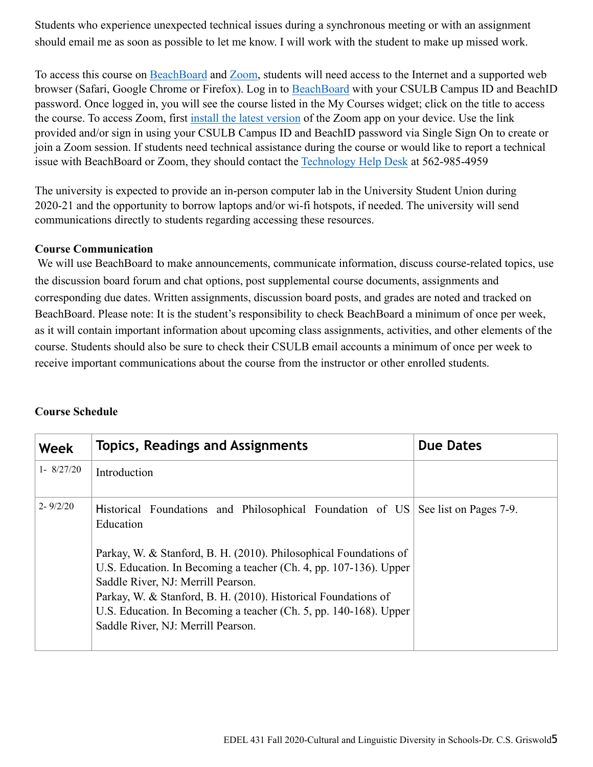Students who experience unexpected technical issues during a synchronous meeting or with an assignment should email me as soon as possible to let me know. I will work with the student to make up missed work.

To access this course on BeachBoard and Zoom, students will need access to the Internet and a supported web browser (Safari, Google Chrome or Firefox). Log in to BeachBoard with your CSULB Campus ID and BeachID password. Once logged in, you will see the course listed in the My Courses widget; click on the title to access the course. To access Zoom, first install the latest version of the Zoom app on your device. Use the link provided and/or sign in using your CSULB Campus ID and BeachID password via Single Sign On to create or join a Zoom session. If students need technical assistance during the course or would like to report a technical issue with BeachBoard or Zoom, they should contact the Technology Help Desk at 562-985-4959

The university is expected to provide an in-person computer lab in the University Student Union during 2020-21 and the opportunity to borrow laptops and/or wi-fi hotspots, if needed. The university will send communications directly to students regarding accessing these resources.

**Course Communication**

We will use BeachBoard to make announcements, communicate information, discuss course-related topics, use the discussion board forum and chat options, post supplemental course documents, assignments and corresponding due dates. Written assignments, discussion board posts, and grades are noted and tracked on BeachBoard. Please note: It is the student's responsibility to check BeachBoard a minimum of once per week, as it will contain important information about upcoming class assignments, activities, and other elements of the course. Students should also be sure to check their CSULB email accounts a minimum of once per week to receive important communications about the course from the instructor or other enrolled students.

**Course Schedule**

| Week | Topics, Readings and Assignments | Due Dates |
|---|---|---|
| 1- 8/27/20 | Introduction | |
| 2- 9/2/20 | Historical Foundations and Philosophical Foundation of US Education<br><br>Parkay, W. & Stanford, B. H. (2010). Philosophical Foundations of U.S. Education. In Becoming a teacher (Ch. 4, pp. 107-136). Upper Saddle River, NJ: Merrill Pearson.<br>Parkay, W. & Stanford, B. H. (2010). Historical Foundations of U.S. Education. In Becoming a teacher (Ch. 5, pp. 140-168). Upper Saddle River, NJ: Merrill Pearson. | See list on Pages 7-9. |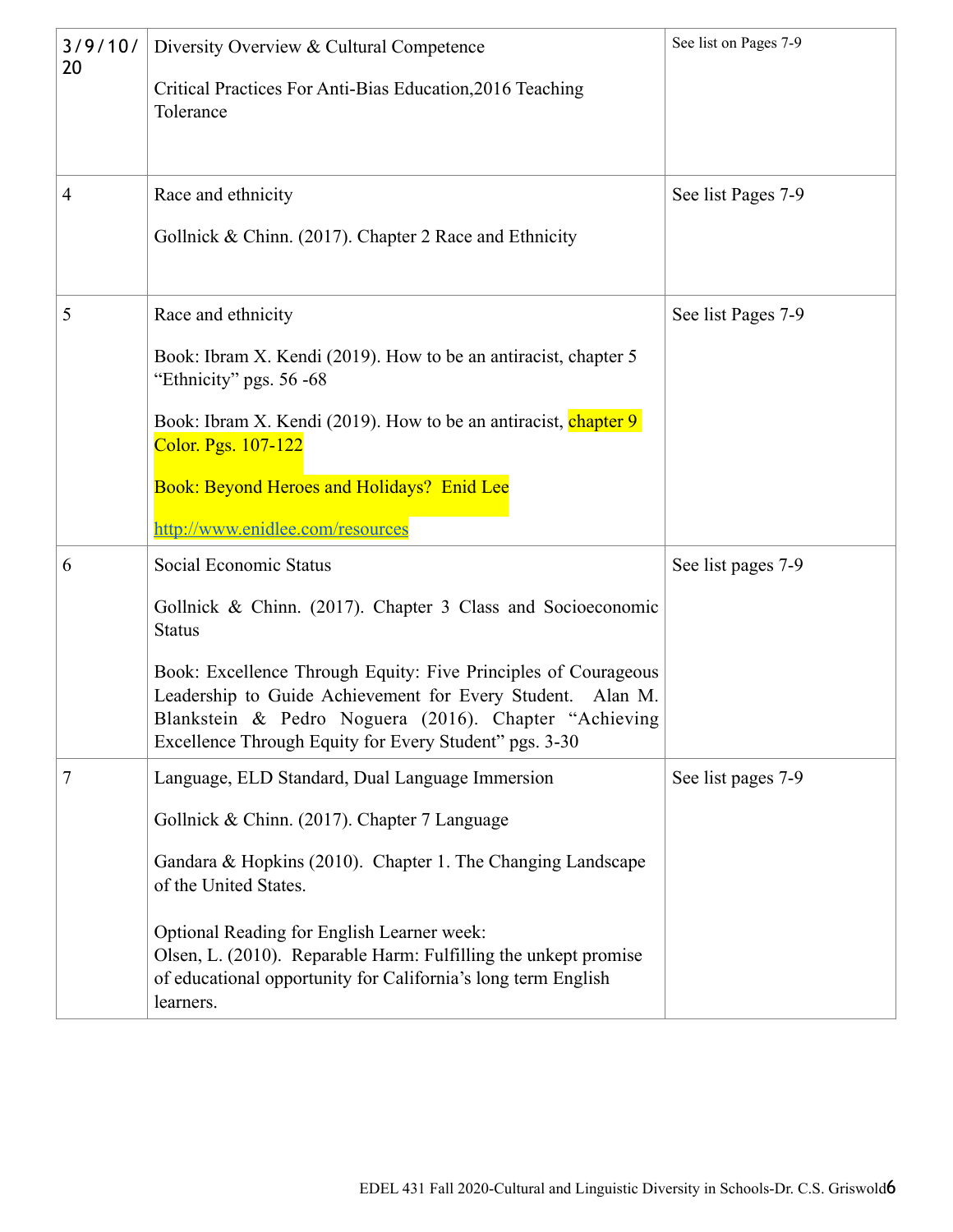| 3/9/10/20 | Diversity Overview & Cultural Competence<br><br>Critical Practices For Anti-Bias Education,2016 Teaching Tolerance | See list on Pages 7-9 |
|---|---|---|
| 4 | Race and ethnicity<br><br>Gollnick & Chinn. (2017). Chapter 2 Race and Ethnicity | See list Pages 7-9 |
| 5 | Race and ethnicity<br><br>Book: Ibram X. Kendi (2019). How to be an antiracist, chapter 5 "Ethnicity" pgs. 56 -68<br><br>Book: Ibram X. Kendi (2019). How to be an antiracist, chapter 9 Color. Pgs. 107-122<br><br>Book: Beyond Heroes and Holidays? Enid Lee<br><br>http://www.enidlee.com/resources | See list Pages 7-9 |
| 6 | Social Economic Status<br><br>Gollnick & Chinn. (2017). Chapter 3 Class and Socioeconomic Status<br><br>Book: Excellence Through Equity: Five Principles of Courageous Leadership to Guide Achievement for Every Student. Alan M. Blankstein & Pedro Noguera (2016). Chapter "Achieving Excellence Through Equity for Every Student" pgs. 3-30 | See list pages 7-9 |
| 7 | Language, ELD Standard, Dual Language Immersion<br><br>Gollnick & Chinn. (2017). Chapter 7 Language<br><br>Gandara & Hopkins (2010). Chapter 1. The Changing Landscape of the United States.<br><br>Optional Reading for English Learner week:<br>Olsen, L. (2010). Reparable Harm: Fulfilling the unkept promise of educational opportunity for California's long term English learners. | See list pages 7-9 |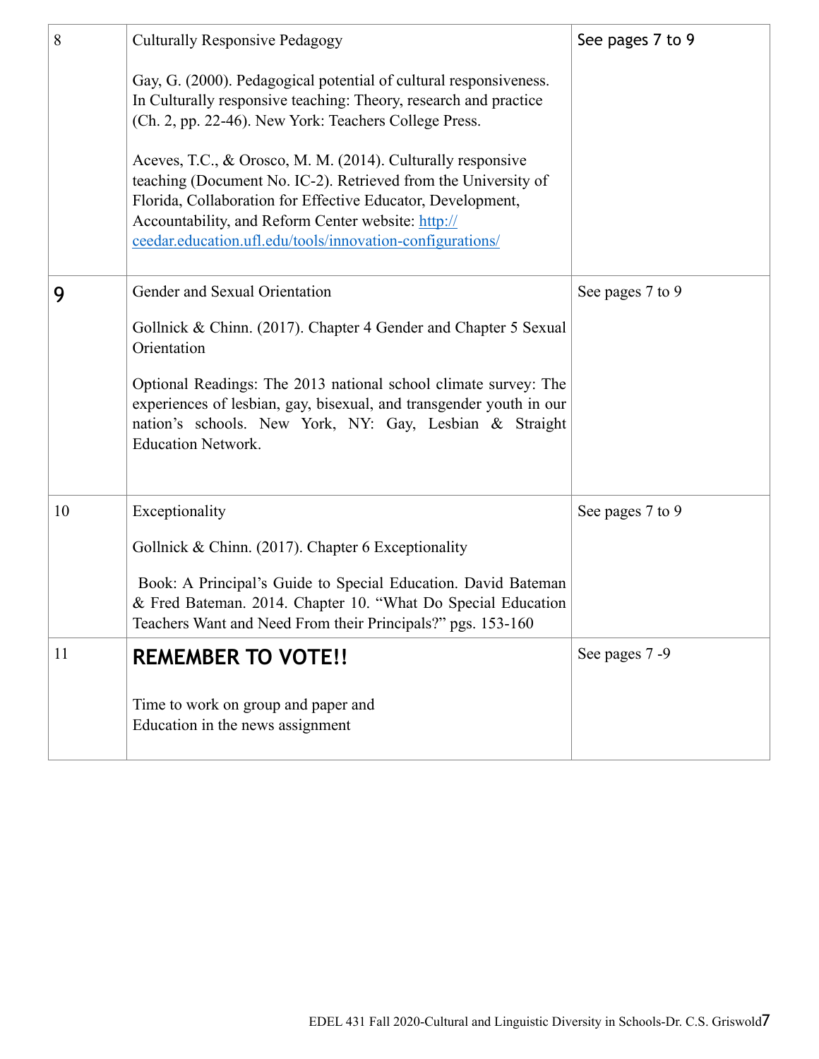| | | |
|---|---|---|
| 8 | Culturally Responsive Pedagogy<br><br>Gay, G. (2000). Pedagogical potential of cultural responsiveness. In Culturally responsive teaching: Theory, research and practice (Ch. 2, pp. 22-46). New York: Teachers College Press.<br><br>Aceves, T.C., & Orosco, M. M. (2014). Culturally responsive teaching (Document No. IC-2). Retrieved from the University of Florida, Collaboration for Effective Educator, Development, Accountability, and Reform Center website: [http://ceedar.education.ufl.edu/tools/innovation-configurations/](http://ceedar.education.ufl.edu/tools/innovation-configurations/) | See pages 7 to 9 |
| **9** | Gender and Sexual Orientation<br><br>Gollnick & Chinn. (2017). Chapter 4 Gender and Chapter 5 Sexual Orientation<br><br>Optional Readings: The 2013 national school climate survey: The experiences of lesbian, gay, bisexual, and transgender youth in our nation's schools. New York, NY: Gay, Lesbian & Straight Education Network. | See pages 7 to 9 |
| 10 | Exceptionality<br><br>Gollnick & Chinn. (2017). Chapter 6 Exceptionality<br><br>Book: A Principal's Guide to Special Education. David Bateman & Fred Bateman. 2014. Chapter 10. "What Do Special Education Teachers Want and Need From their Principals?" pgs. 153-160 | See pages 7 to 9 |
| 11 | **REMEMBER TO VOTE!!**<br><br>Time to work on group and paper and<br>Education in the news assignment | See pages 7 -9 |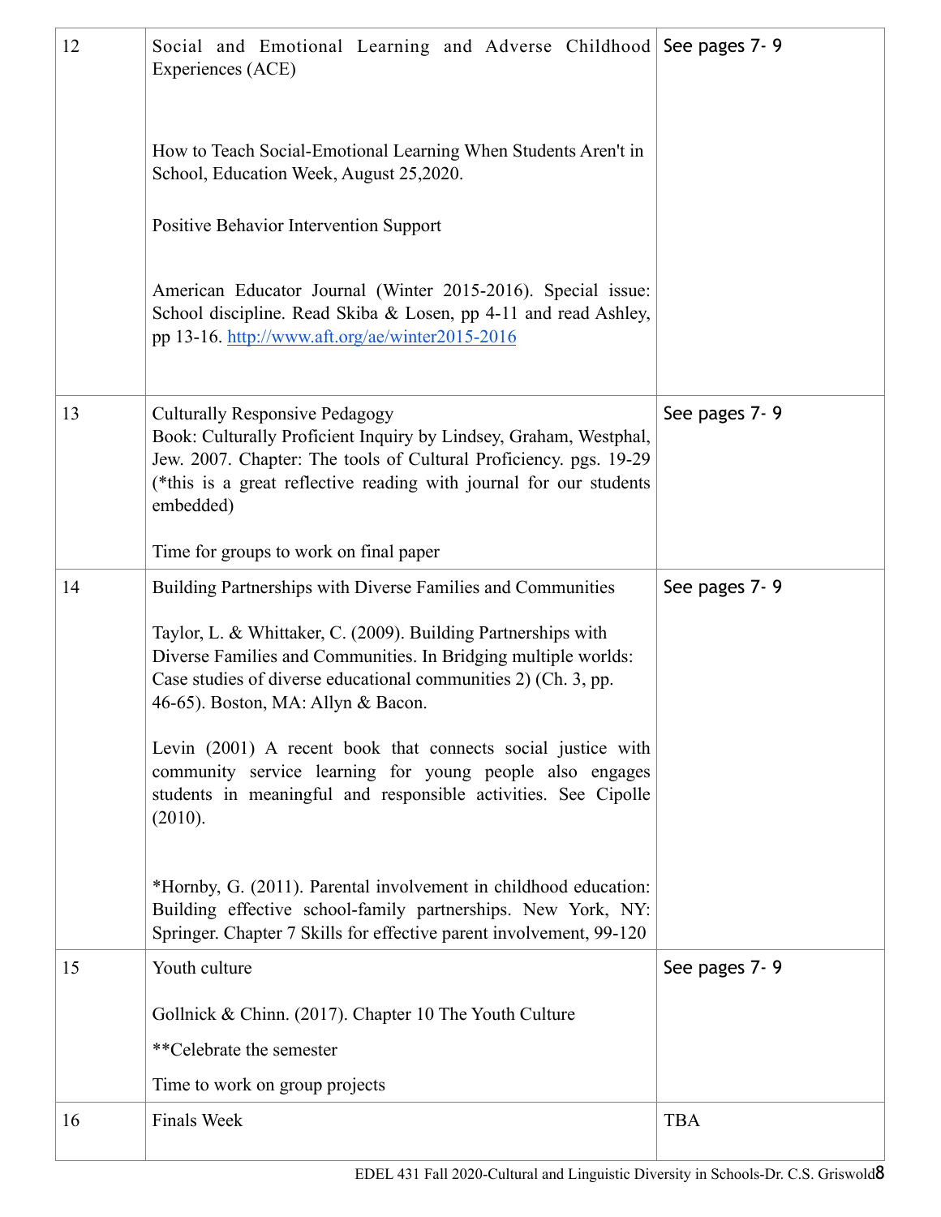| | | |
|---|---|---|
| 12 | Social and Emotional Learning and Adverse Childhood Experiences (ACE)<br><br>How to Teach Social-Emotional Learning When Students Aren't in School, Education Week, August 25,2020.<br><br>Positive Behavior Intervention Support<br><br>American Educator Journal (Winter 2015-2016). Special issue: School discipline. Read Skiba & Losen, pp 4-11 and read Ashley, pp 13-16. [http://www.aft.org/ae/winter2015-2016](http://www.aft.org/ae/winter2015-2016) | See pages 7- 9 |
| 13 | Culturally Responsive Pedagogy<br>Book: Culturally Proficient Inquiry by Lindsey, Graham, Westphal, Jew. 2007. Chapter: The tools of Cultural Proficiency. pgs. 19-29 (*this is a great reflective reading with journal for our students embedded)<br><br>Time for groups to work on final paper | See pages 7- 9 |
| 14 | Building Partnerships with Diverse Families and Communities<br><br>Taylor, L. & Whittaker, C. (2009). Building Partnerships with Diverse Families and Communities. In Bridging multiple worlds: Case studies of diverse educational communities 2) (Ch. 3, pp. 46-65). Boston, MA: Allyn & Bacon.<br><br>Levin (2001) A recent book that connects social justice with community service learning for young people also engages students in meaningful and responsible activities. See Cipolle (2010).<br><br>*Hornby, G. (2011). Parental involvement in childhood education: Building effective school-family partnerships. New York, NY: Springer. Chapter 7 Skills for effective parent involvement, 99-120 | See pages 7- 9 |
| 15 | Youth culture<br><br>Gollnick & Chinn. (2017). Chapter 10 The Youth Culture<br><br>**Celebrate the semester<br><br>Time to work on group projects | See pages 7- 9 |
| 16 | Finals Week | TBA |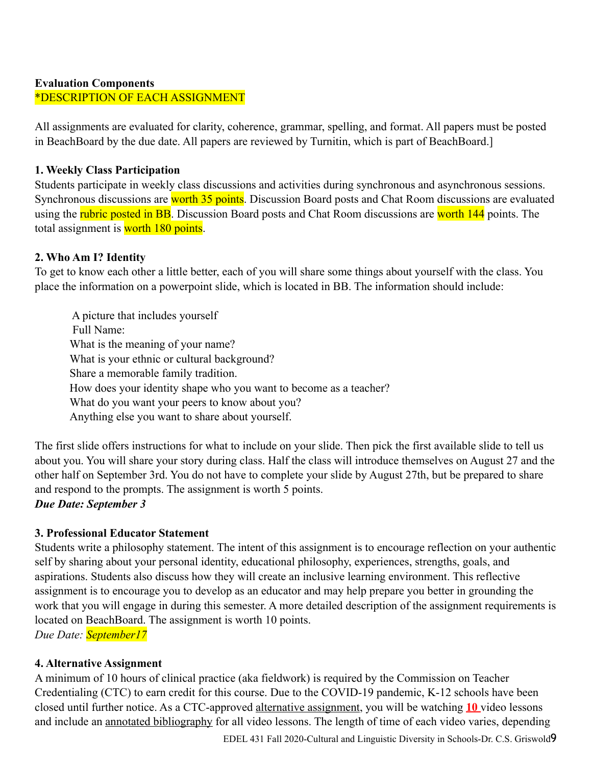**Evaluation Components**
*DESCRIPTION OF EACH ASSIGNMENT

All assignments are evaluated for clarity, coherence, grammar, spelling, and format. All papers must be posted in BeachBoard by the due date. All papers are reviewed by Turnitin, which is part of BeachBoard.]

**1. Weekly Class Participation**
Students participate in weekly class discussions and activities during synchronous and asynchronous sessions. Synchronous discussions are worth 35 points. Discussion Board posts and Chat Room discussions are evaluated using the rubric posted in BB. Discussion Board posts and Chat Room discussions are worth 144 points. The total assignment is worth 180 points.

**2. Who Am I? Identity**
To get to know each other a little better, each of you will share some things about yourself with the class. You place the information on a powerpoint slide, which is located in BB. The information should include:

A picture that includes yourself
Full Name:
What is the meaning of your name?
What is your ethnic or cultural background?
Share a memorable family tradition.
How does your identity shape who you want to become as a teacher?
What do you want your peers to know about you?
Anything else you want to share about yourself.

The first slide offers instructions for what to include on your slide. Then pick the first available slide to tell us about you. You will share your story during class. Half the class will introduce themselves on August 27 and the other half on September 3rd. You do not have to complete your slide by August 27th, but be prepared to share and respond to the prompts. The assignment is worth 5 points.
***Due Date: September 3***

**3. Professional Educator Statement**
Students write a philosophy statement. The intent of this assignment is to encourage reflection on your authentic self by sharing about your personal identity, educational philosophy, experiences, strengths, goals, and aspirations. Students also discuss how they will create an inclusive learning environment. This reflective assignment is to encourage you to develop as an educator and may help prepare you better in grounding the work that you will engage in during this semester. A more detailed description of the assignment requirements is located on BeachBoard. The assignment is worth 10 points.
*Due Date: September17*

**4. Alternative Assignment**
A minimum of 10 hours of clinical practice (aka fieldwork) is required by the Commission on Teacher Credentialing (CTC) to earn credit for this course. Due to the COVID-19 pandemic, K-12 schools have been closed until further notice. As a CTC-approved alternative assignment, you will be watching **10** video lessons and include an annotated bibliography for all video lessons. The length of time of each video varies, depending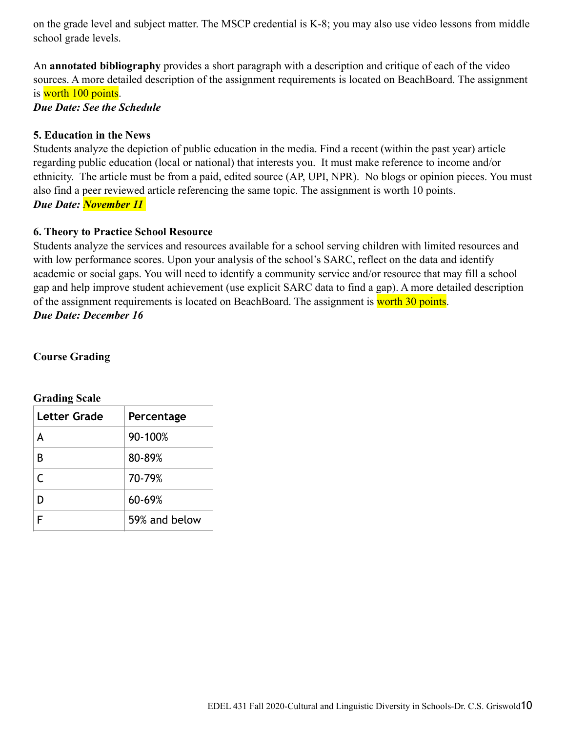on the grade level and subject matter. The MSCP credential is K-8; you may also use video lessons from middle school grade levels.

An **annotated bibliography** provides a short paragraph with a description and critique of each of the video sources. A more detailed description of the assignment requirements is located on BeachBoard. The assignment is worth 100 points.

***Due Date: See the Schedule***

**5. Education in the News**

Students analyze the depiction of public education in the media. Find a recent (within the past year) article regarding public education (local or national) that interests you. It must make reference to income and/or ethnicity. The article must be from a paid, edited source (AP, UPI, NPR). No blogs or opinion pieces. You must also find a peer reviewed article referencing the same topic. The assignment is worth 10 points.

***Due Date: November 11***

**6. Theory to Practice School Resource**

Students analyze the services and resources available for a school serving children with limited resources and with low performance scores. Upon your analysis of the school's SARC, reflect on the data and identify academic or social gaps. You will need to identify a community service and/or resource that may fill a school gap and help improve student achievement (use explicit SARC data to find a gap). A more detailed description of the assignment requirements is located on BeachBoard. The assignment is worth 30 points.

***Due Date: December 16***

**Course Grading**

**Grading Scale**

| Letter Grade | Percentage |
|---|---|
| A | 90-100% |
| B | 80-89% |
| C | 70-79% |
| D | 60-69% |
| F | 59% and below |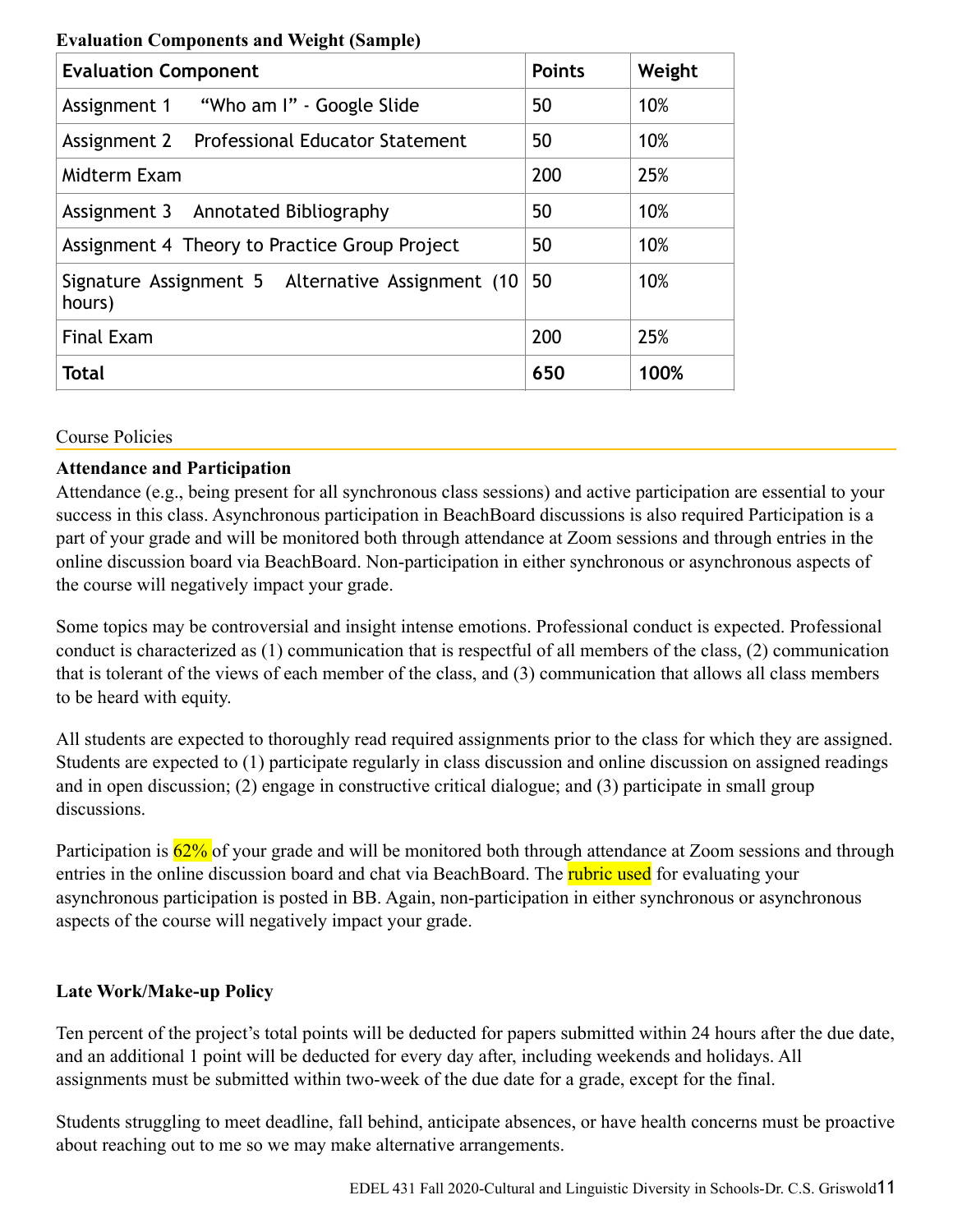**Evaluation Components and Weight (Sample)**

| Evaluation Component | Points | Weight |
|---|---|---|
| Assignment 1 "Who am I" - Google Slide | 50 | 10% |
| Assignment 2 Professional Educator Statement | 50 | 10% |
| Midterm Exam | 200 | 25% |
| Assignment 3 Annotated Bibliography | 50 | 10% |
| Assignment 4 Theory to Practice Group Project | 50 | 10% |
| Signature Assignment 5 Alternative Assignment (10 hours) | 50 | 10% |
| Final Exam | 200 | 25% |
| **Total** | **650** | **100%** |

## Course Policies

### Attendance and Participation

Attendance (e.g., being present for all synchronous class sessions) and active participation are essential to your success in this class. Asynchronous participation in BeachBoard discussions is also required Participation is a part of your grade and will be monitored both through attendance at Zoom sessions and through entries in the online discussion board via BeachBoard. Non-participation in either synchronous or asynchronous aspects of the course will negatively impact your grade.

Some topics may be controversial and insight intense emotions. Professional conduct is expected. Professional conduct is characterized as (1) communication that is respectful of all members of the class, (2) communication that is tolerant of the views of each member of the class, and (3) communication that allows all class members to be heard with equity.

All students are expected to thoroughly read required assignments prior to the class for which they are assigned. Students are expected to (1) participate regularly in class discussion and online discussion on assigned readings and in open discussion; (2) engage in constructive critical dialogue; and (3) participate in small group discussions.

Participation is 62% of your grade and will be monitored both through attendance at Zoom sessions and through entries in the online discussion board and chat via BeachBoard. The rubric used for evaluating your asynchronous participation is posted in BB. Again, non-participation in either synchronous or asynchronous aspects of the course will negatively impact your grade.

### Late Work/Make-up Policy

Ten percent of the project's total points will be deducted for papers submitted within 24 hours after the due date, and an additional 1 point will be deducted for every day after, including weekends and holidays. All assignments must be submitted within two-week of the due date for a grade, except for the final.

Students struggling to meet deadline, fall behind, anticipate absences, or have health concerns must be proactive about reaching out to me so we may make alternative arrangements.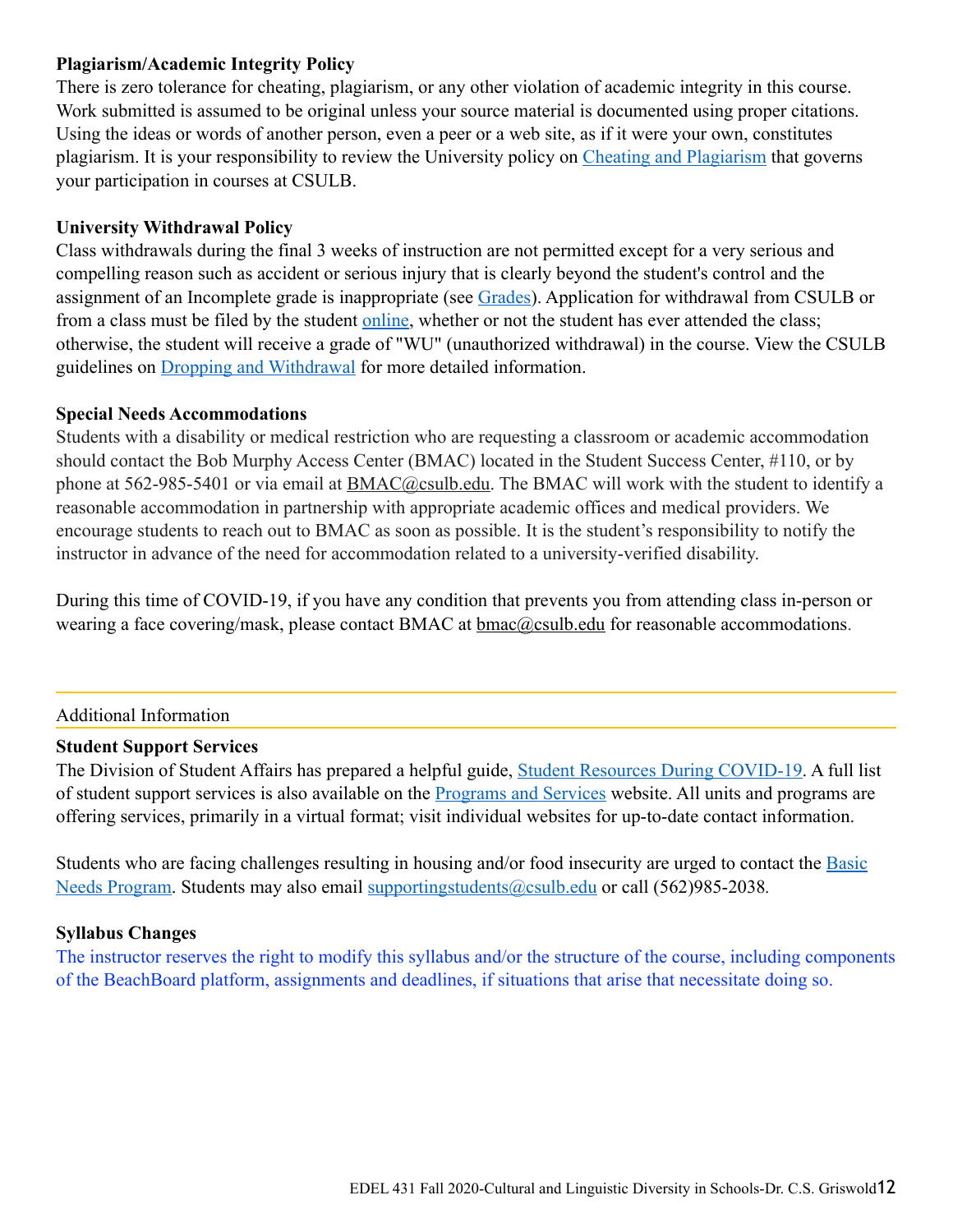### Plagiarism/Academic Integrity Policy

There is zero tolerance for cheating, plagiarism, or any other violation of academic integrity in this course. Work submitted is assumed to be original unless your source material is documented using proper citations. Using the ideas or words of another person, even a peer or a web site, as if it were your own, constitutes plagiarism. It is your responsibility to review the University policy on Cheating and Plagiarism that governs your participation in courses at CSULB.

### University Withdrawal Policy

Class withdrawals during the final 3 weeks of instruction are not permitted except for a very serious and compelling reason such as accident or serious injury that is clearly beyond the student's control and the assignment of an Incomplete grade is inappropriate (see Grades). Application for withdrawal from CSULB or from a class must be filed by the student online, whether or not the student has ever attended the class; otherwise, the student will receive a grade of "WU" (unauthorized withdrawal) in the course. View the CSULB guidelines on Dropping and Withdrawal for more detailed information.

### Special Needs Accommodations

Students with a disability or medical restriction who are requesting a classroom or academic accommodation should contact the Bob Murphy Access Center (BMAC) located in the Student Success Center, #110, or by phone at 562-985-5401 or via email at BMAC@csulb.edu. The BMAC will work with the student to identify a reasonable accommodation in partnership with appropriate academic offices and medical providers. We encourage students to reach out to BMAC as soon as possible. It is the student's responsibility to notify the instructor in advance of the need for accommodation related to a university-verified disability.

During this time of COVID-19, if you have any condition that prevents you from attending class in-person or wearing a face covering/mask, please contact BMAC at bmac@csulb.edu for reasonable accommodations.

## Additional Information

### Student Support Services

The Division of Student Affairs has prepared a helpful guide, Student Resources During COVID-19. A full list of student support services is also available on the Programs and Services website. All units and programs are offering services, primarily in a virtual format; visit individual websites for up-to-date contact information.

Students who are facing challenges resulting in housing and/or food insecurity are urged to contact the Basic Needs Program. Students may also email supportingstudents@csulb.edu or call (562)985-2038.

### Syllabus Changes

The instructor reserves the right to modify this syllabus and/or the structure of the course, including components of the BeachBoard platform, assignments and deadlines, if situations that arise that necessitate doing so.